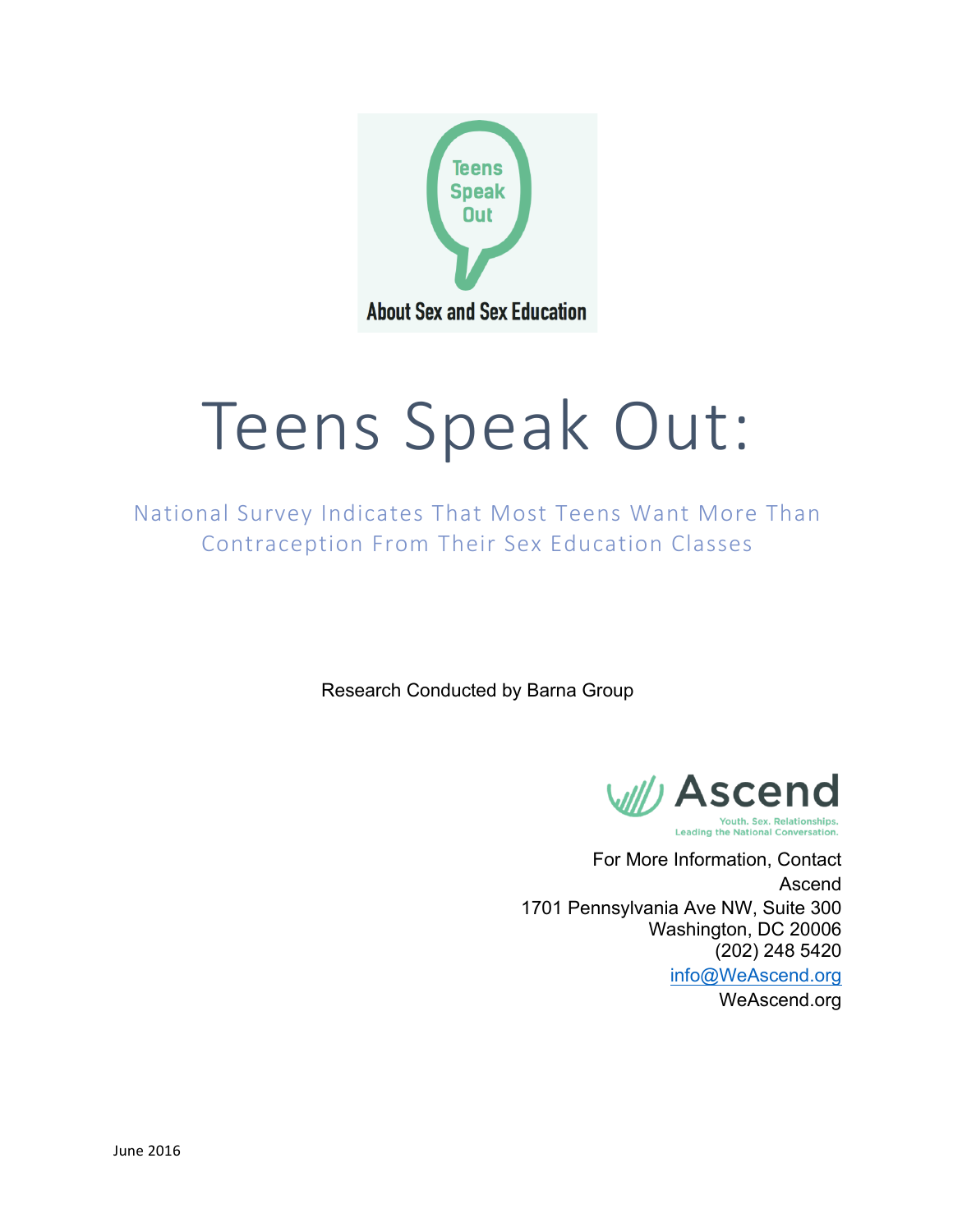Teens Speak Out

About Sex and Sex Education

# Teens Speak Out:

## National Survey Indicates That Most Teens Want More Than Contraception From Their Sex Education Classes

Research Conducted by Barna Group

Ascend

Youth. Sex. Relationships. Leading the National Conversation.

For More Information, Contact
Ascend
1701 Pennsylvania Ave NW, Suite 300
Washington, DC 20006
(202) 248 5420
info@WeAscend.org
WeAscend.org

June 2016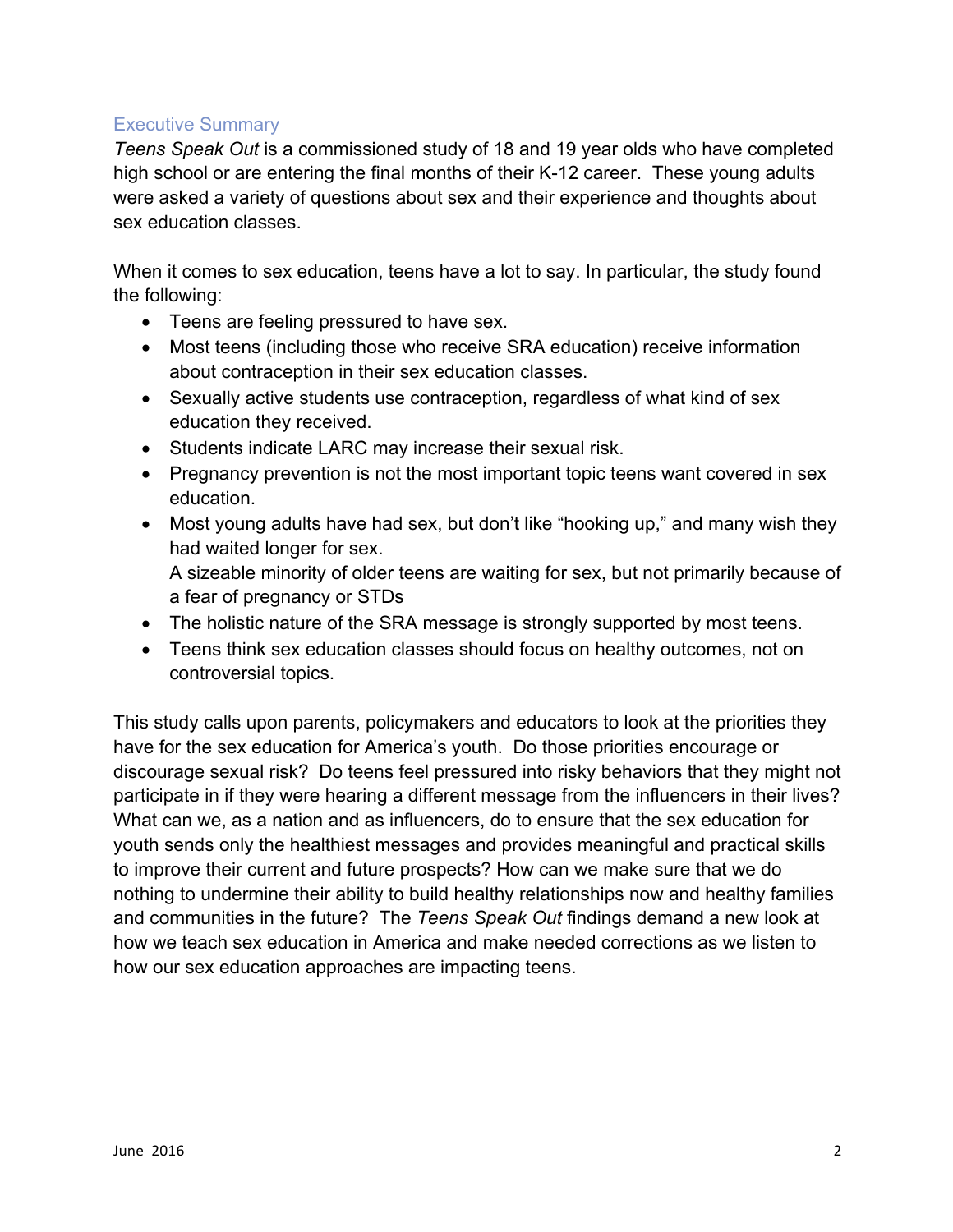## Executive Summary

*Teens Speak Out* is a commissioned study of 18 and 19 year olds who have completed high school or are entering the final months of their K-12 career. These young adults were asked a variety of questions about sex and their experience and thoughts about sex education classes.

When it comes to sex education, teens have a lot to say. In particular, the study found the following:

- Teens are feeling pressured to have sex.
- Most teens (including those who receive SRA education) receive information about contraception in their sex education classes.
- Sexually active students use contraception, regardless of what kind of sex education they received.
- Students indicate LARC may increase their sexual risk.
- Pregnancy prevention is not the most important topic teens want covered in sex education.
- Most young adults have had sex, but don't like "hooking up," and many wish they had waited longer for sex.
  A sizeable minority of older teens are waiting for sex, but not primarily because of a fear of pregnancy or STDs
- The holistic nature of the SRA message is strongly supported by most teens.
- Teens think sex education classes should focus on healthy outcomes, not on controversial topics.

This study calls upon parents, policymakers and educators to look at the priorities they have for the sex education for America's youth. Do those priorities encourage or discourage sexual risk? Do teens feel pressured into risky behaviors that they might not participate in if they were hearing a different message from the influencers in their lives? What can we, as a nation and as influencers, do to ensure that the sex education for youth sends only the healthiest messages and provides meaningful and practical skills to improve their current and future prospects? How can we make sure that we do nothing to undermine their ability to build healthy relationships now and healthy families and communities in the future? The *Teens Speak Out* findings demand a new look at how we teach sex education in America and make needed corrections as we listen to how our sex education approaches are impacting teens.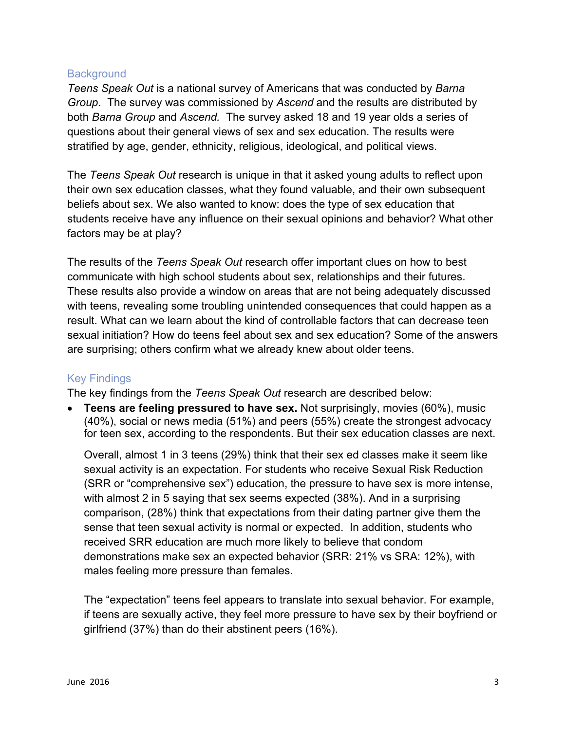## Background

*Teens Speak Out* is a national survey of Americans that was conducted by *Barna Group*. The survey was commissioned by *Ascend* and the results are distributed by both *Barna Group* and *Ascend.* The survey asked 18 and 19 year olds a series of questions about their general views of sex and sex education. The results were stratified by age, gender, ethnicity, religious, ideological, and political views.

The *Teens Speak Out* research is unique in that it asked young adults to reflect upon their own sex education classes, what they found valuable, and their own subsequent beliefs about sex. We also wanted to know: does the type of sex education that students receive have any influence on their sexual opinions and behavior? What other factors may be at play?

The results of the *Teens Speak Out* research offer important clues on how to best communicate with high school students about sex, relationships and their futures. These results also provide a window on areas that are not being adequately discussed with teens, revealing some troubling unintended consequences that could happen as a result. What can we learn about the kind of controllable factors that can decrease teen sexual initiation? How do teens feel about sex and sex education? Some of the answers are surprising; others confirm what we already knew about older teens.

## Key Findings

The key findings from the *Teens Speak Out* research are described below:

- **Teens are feeling pressured to have sex.** Not surprisingly, movies (60%), music (40%), social or news media (51%) and peers (55%) create the strongest advocacy for teen sex, according to the respondents. But their sex education classes are next.

  Overall, almost 1 in 3 teens (29%) think that their sex ed classes make it seem like sexual activity is an expectation. For students who receive Sexual Risk Reduction (SRR or "comprehensive sex") education, the pressure to have sex is more intense, with almost 2 in 5 saying that sex seems expected (38%). And in a surprising comparison, (28%) think that expectations from their dating partner give them the sense that teen sexual activity is normal or expected. In addition, students who received SRR education are much more likely to believe that condom demonstrations make sex an expected behavior (SRR: 21% vs SRA: 12%), with males feeling more pressure than females.

  The "expectation" teens feel appears to translate into sexual behavior. For example, if teens are sexually active, they feel more pressure to have sex by their boyfriend or girlfriend (37%) than do their abstinent peers (16%).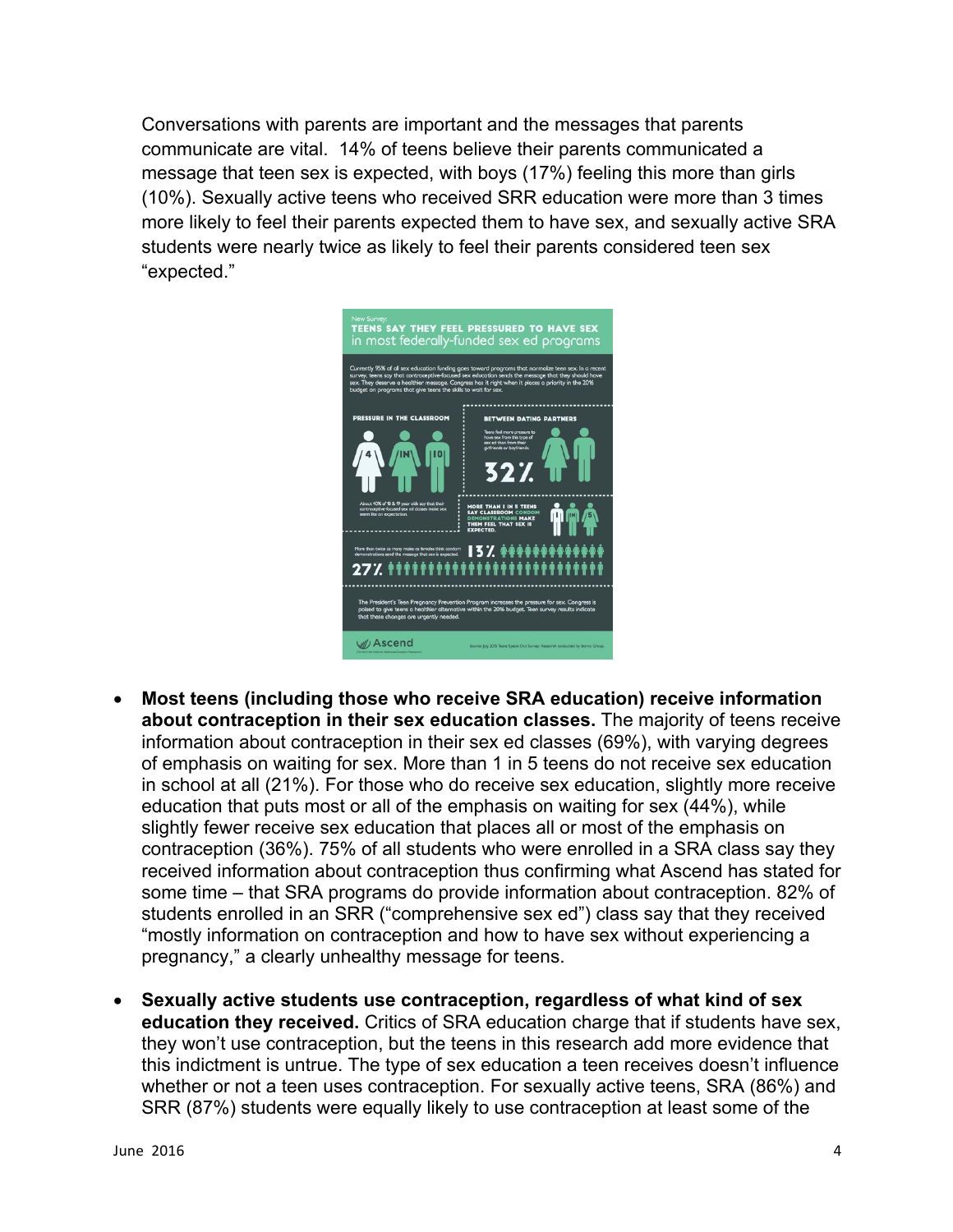Conversations with parents are important and the messages that parents communicate are vital. 14% of teens believe their parents communicated a message that teen sex is expected, with boys (17%) feeling this more than girls (10%). Sexually active teens who received SRR education were more than 3 times more likely to feel their parents expected them to have sex, and sexually active SRA students were nearly twice as likely to feel their parents considered teen sex "expected."

- **Most teens (including those who receive SRA education) receive information about contraception in their sex education classes.** The majority of teens receive information about contraception in their sex ed classes (69%), with varying degrees of emphasis on waiting for sex. More than 1 in 5 teens do not receive sex education in school at all (21%). For those who do receive sex education, slightly more receive education that puts most or all of the emphasis on waiting for sex (44%), while slightly fewer receive sex education that places all or most of the emphasis on contraception (36%). 75% of all students who were enrolled in a SRA class say they received information about contraception thus confirming what Ascend has stated for some time – that SRA programs do provide information about contraception. 82% of students enrolled in an SRR ("comprehensive sex ed") class say that they received "mostly information on contraception and how to have sex without experiencing a pregnancy," a clearly unhealthy message for teens.

- **Sexually active students use contraception, regardless of what kind of sex education they received.** Critics of SRA education charge that if students have sex, they won't use contraception, but the teens in this research add more evidence that this indictment is untrue. The type of sex education a teen receives doesn't influence whether or not a teen uses contraception. For sexually active teens, SRA (86%) and SRR (87%) students were equally likely to use contraception at least some of the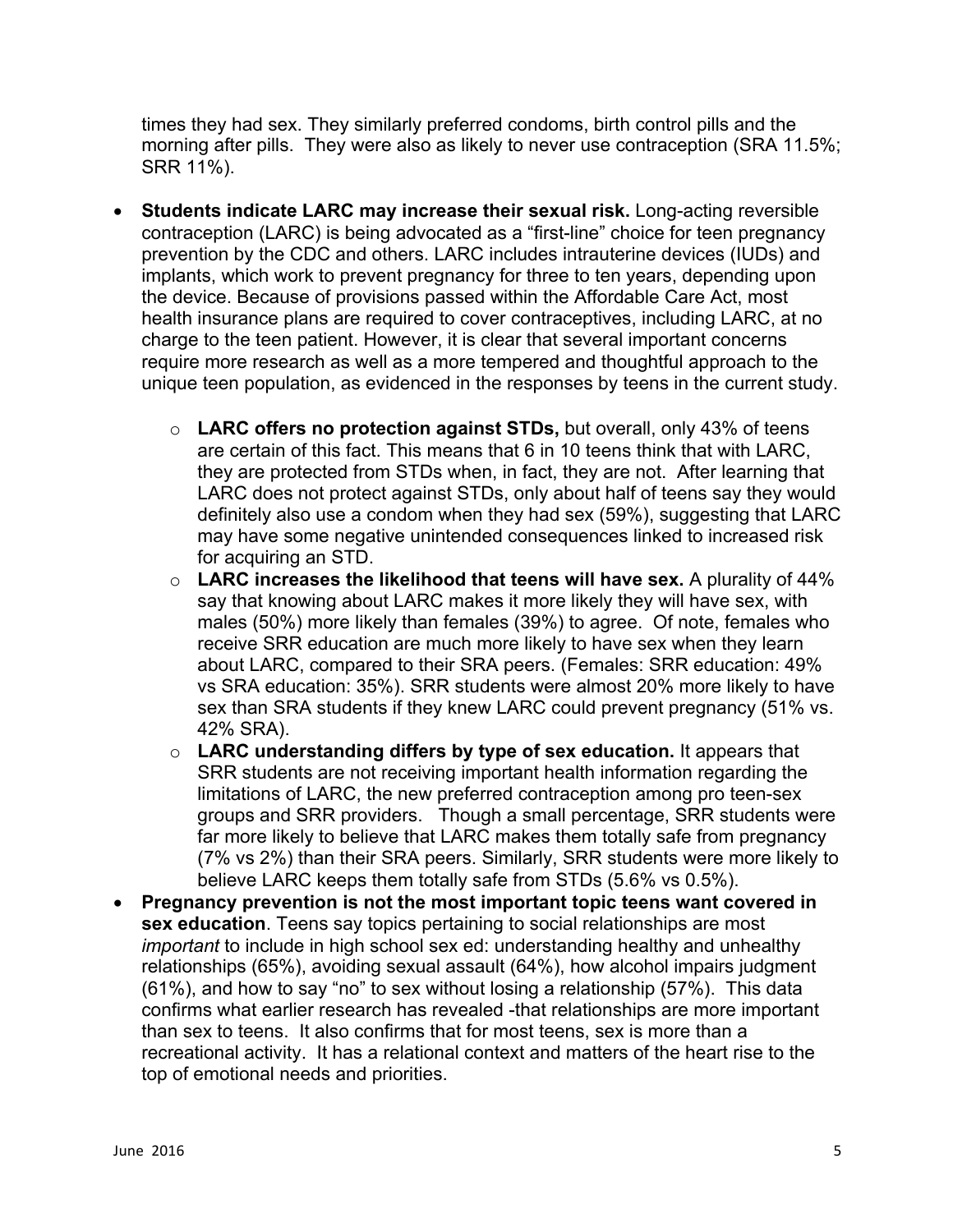times they had sex. They similarly preferred condoms, birth control pills and the morning after pills. They were also as likely to never use contraception (SRA 11.5%; SRR 11%).

- **Students indicate LARC may increase their sexual risk.** Long-acting reversible contraception (LARC) is being advocated as a "first-line" choice for teen pregnancy prevention by the CDC and others. LARC includes intrauterine devices (IUDs) and implants, which work to prevent pregnancy for three to ten years, depending upon the device. Because of provisions passed within the Affordable Care Act, most health insurance plans are required to cover contraceptives, including LARC, at no charge to the teen patient. However, it is clear that several important concerns require more research as well as a more tempered and thoughtful approach to the unique teen population, as evidenced in the responses by teens in the current study.
    - **LARC offers no protection against STDs,** but overall, only 43% of teens are certain of this fact. This means that 6 in 10 teens think that with LARC, they are protected from STDs when, in fact, they are not. After learning that LARC does not protect against STDs, only about half of teens say they would definitely also use a condom when they had sex (59%), suggesting that LARC may have some negative unintended consequences linked to increased risk for acquiring an STD.
    - **LARC increases the likelihood that teens will have sex.** A plurality of 44% say that knowing about LARC makes it more likely they will have sex, with males (50%) more likely than females (39%) to agree. Of note, females who receive SRR education are much more likely to have sex when they learn about LARC, compared to their SRA peers. (Females: SRR education: 49% vs SRA education: 35%). SRR students were almost 20% more likely to have sex than SRA students if they knew LARC could prevent pregnancy (51% vs. 42% SRA).
    - **LARC understanding differs by type of sex education.** It appears that SRR students are not receiving important health information regarding the limitations of LARC, the new preferred contraception among pro teen-sex groups and SRR providers. Though a small percentage, SRR students were far more likely to believe that LARC makes them totally safe from pregnancy (7% vs 2%) than their SRA peers. Similarly, SRR students were more likely to believe LARC keeps them totally safe from STDs (5.6% vs 0.5%).
- **Pregnancy prevention is not the most important topic teens want covered in sex education**. Teens say topics pertaining to social relationships are most *important* to include in high school sex ed: understanding healthy and unhealthy relationships (65%), avoiding sexual assault (64%), how alcohol impairs judgment (61%), and how to say "no" to sex without losing a relationship (57%). This data confirms what earlier research has revealed -that relationships are more important than sex to teens. It also confirms that for most teens, sex is more than a recreational activity. It has a relational context and matters of the heart rise to the top of emotional needs and priorities.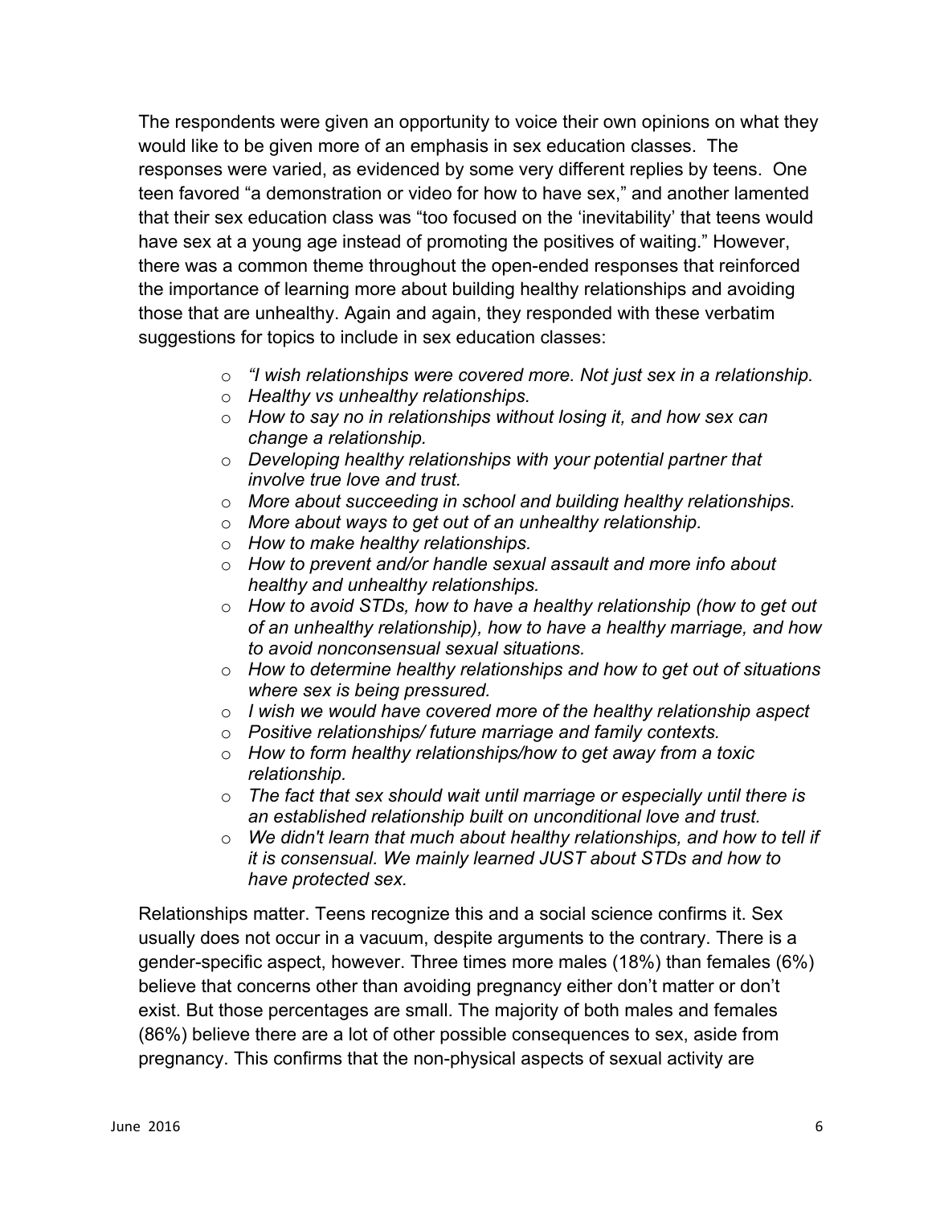The respondents were given an opportunity to voice their own opinions on what they would like to be given more of an emphasis in sex education classes. The responses were varied, as evidenced by some very different replies by teens. One teen favored "a demonstration or video for how to have sex," and another lamented that their sex education class was "too focused on the 'inevitability' that teens would have sex at a young age instead of promoting the positives of waiting." However, there was a common theme throughout the open-ended responses that reinforced the importance of learning more about building healthy relationships and avoiding those that are unhealthy. Again and again, they responded with these verbatim suggestions for topics to include in sex education classes:

- *"I wish relationships were covered more. Not just sex in a relationship.*
- *Healthy vs unhealthy relationships.*
- *How to say no in relationships without losing it, and how sex can change a relationship.*
- *Developing healthy relationships with your potential partner that involve true love and trust.*
- *More about succeeding in school and building healthy relationships.*
- *More about ways to get out of an unhealthy relationship.*
- *How to make healthy relationships.*
- *How to prevent and/or handle sexual assault and more info about healthy and unhealthy relationships.*
- *How to avoid STDs, how to have a healthy relationship (how to get out of an unhealthy relationship), how to have a healthy marriage, and how to avoid nonconsensual sexual situations.*
- *How to determine healthy relationships and how to get out of situations where sex is being pressured.*
- *I wish we would have covered more of the healthy relationship aspect*
- *Positive relationships/ future marriage and family contexts.*
- *How to form healthy relationships/how to get away from a toxic relationship.*
- *The fact that sex should wait until marriage or especially until there is an established relationship built on unconditional love and trust.*
- *We didn't learn that much about healthy relationships, and how to tell if it is consensual. We mainly learned JUST about STDs and how to have protected sex.*

Relationships matter. Teens recognize this and a social science confirms it. Sex usually does not occur in a vacuum, despite arguments to the contrary. There is a gender-specific aspect, however. Three times more males (18%) than females (6%) believe that concerns other than avoiding pregnancy either don't matter or don't exist. But those percentages are small. The majority of both males and females (86%) believe there are a lot of other possible consequences to sex, aside from pregnancy. This confirms that the non-physical aspects of sexual activity are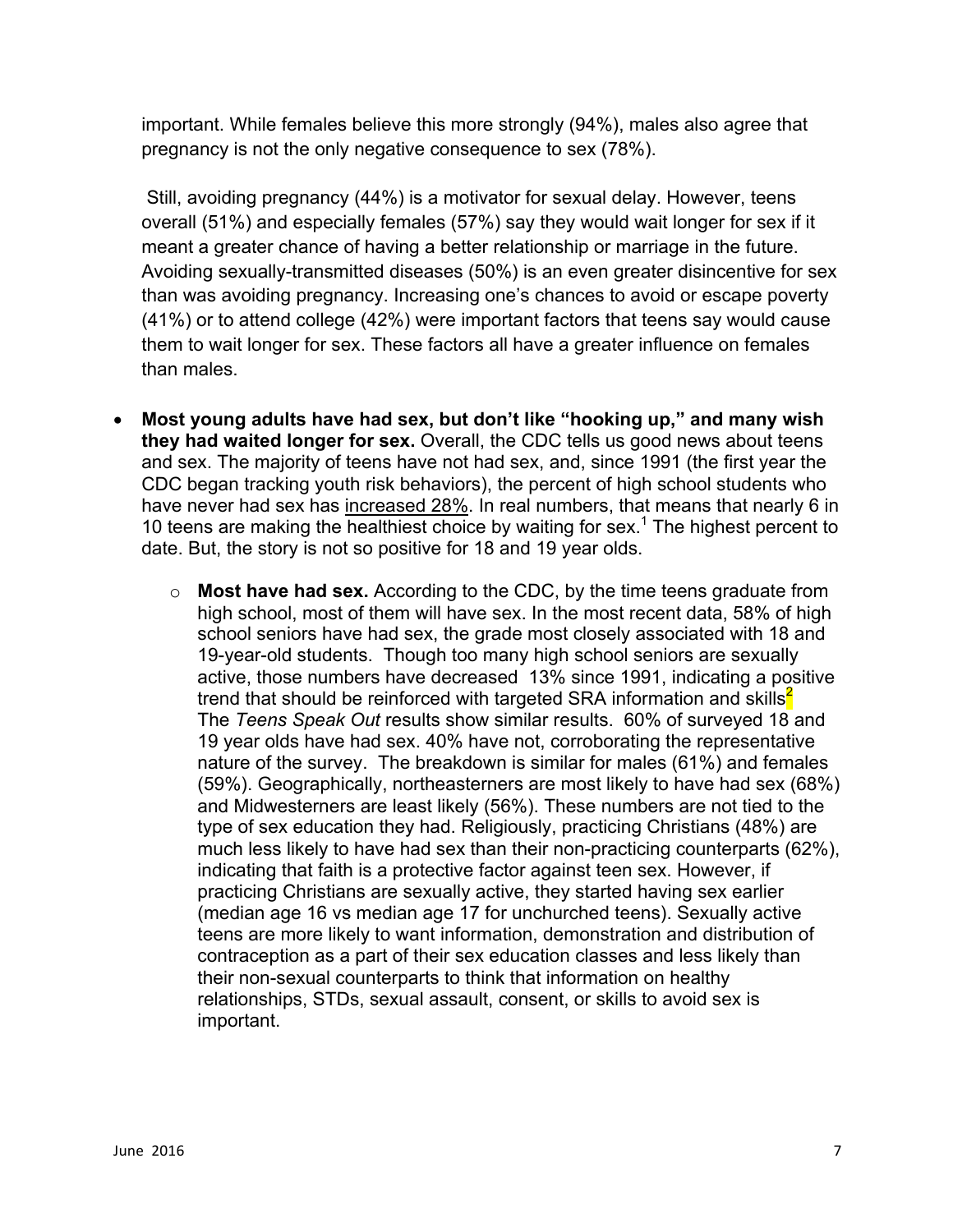important. While females believe this more strongly (94%), males also agree that pregnancy is not the only negative consequence to sex (78%).

Still, avoiding pregnancy (44%) is a motivator for sexual delay. However, teens overall (51%) and especially females (57%) say they would wait longer for sex if it meant a greater chance of having a better relationship or marriage in the future. Avoiding sexually-transmitted diseases (50%) is an even greater disincentive for sex than was avoiding pregnancy. Increasing one's chances to avoid or escape poverty (41%) or to attend college (42%) were important factors that teens say would cause them to wait longer for sex. These factors all have a greater influence on females than males.

- **Most young adults have had sex, but don't like "hooking up," and many wish they had waited longer for sex.** Overall, the CDC tells us good news about teens and sex. The majority of teens have not had sex, and, since 1991 (the first year the CDC began tracking youth risk behaviors), the percent of high school students who have never had sex has <u>increased 28%</u>. In real numbers, that means that nearly 6 in 10 teens are making the healthiest choice by waiting for sex.[1] The highest percent to date. But, the story is not so positive for 18 and 19 year olds.
  - **Most have had sex.** According to the CDC, by the time teens graduate from high school, most of them will have sex. In the most recent data, 58% of high school seniors have had sex, the grade most closely associated with 18 and 19-year-old students. Though too many high school seniors are sexually active, those numbers have decreased 13% since 1991, indicating a positive trend that should be reinforced with targeted SRA information and skills[2] The *Teens Speak Out* results show similar results. 60% of surveyed 18 and 19 year olds have had sex. 40% have not, corroborating the representative nature of the survey. The breakdown is similar for males (61%) and females (59%). Geographically, northeasterners are most likely to have had sex (68%) and Midwesterners are least likely (56%). These numbers are not tied to the type of sex education they had. Religiously, practicing Christians (48%) are much less likely to have had sex than their non-practicing counterparts (62%), indicating that faith is a protective factor against teen sex. However, if practicing Christians are sexually active, they started having sex earlier (median age 16 vs median age 17 for unchurched teens). Sexually active teens are more likely to want information, demonstration and distribution of contraception as a part of their sex education classes and less likely than their non-sexual counterparts to think that information on healthy relationships, STDs, sexual assault, consent, or skills to avoid sex is important.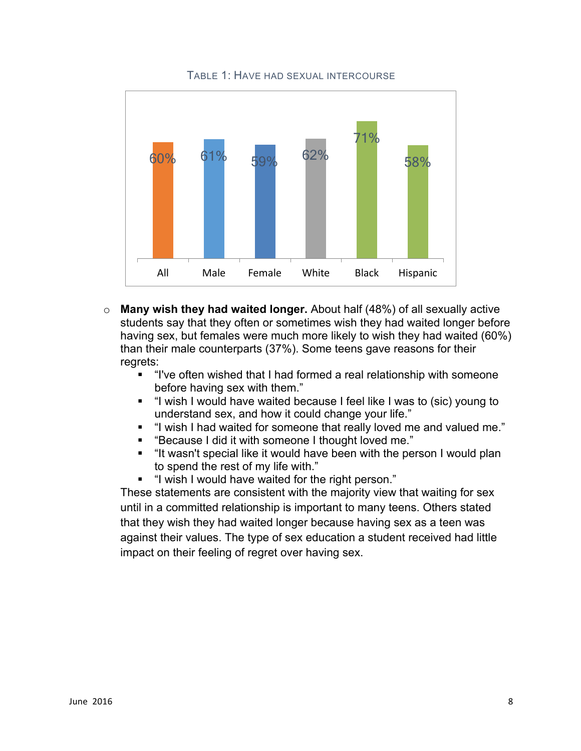TABLE 1: HAVE HAD SEXUAL INTERCOURSE

| All | Male | Female | White | Black | Hispanic |
|---|---|---|---|---|---|
| 60% | 61% | 59% | 62% | 71% | 58% |

- **Many wish they had waited longer.** About half (48%) of all sexually active students say that they often or sometimes wish they had waited longer before having sex, but females were much more likely to wish they had waited (60%) than their male counterparts (37%). Some teens gave reasons for their regrets:
  - "I've often wished that I had formed a real relationship with someone before having sex with them."
  - "I wish I would have waited because I feel like I was to (sic) young to understand sex, and how it could change your life."
  - "I wish I had waited for someone that really loved me and valued me."
  - "Because I did it with someone I thought loved me."
  - "It wasn't special like it would have been with the person I would plan to spend the rest of my life with."
  - "I wish I would have waited for the right person."

  These statements are consistent with the majority view that waiting for sex until in a committed relationship is important to many teens. Others stated that they wish they had waited longer because having sex as a teen was against their values. The type of sex education a student received had little impact on their feeling of regret over having sex.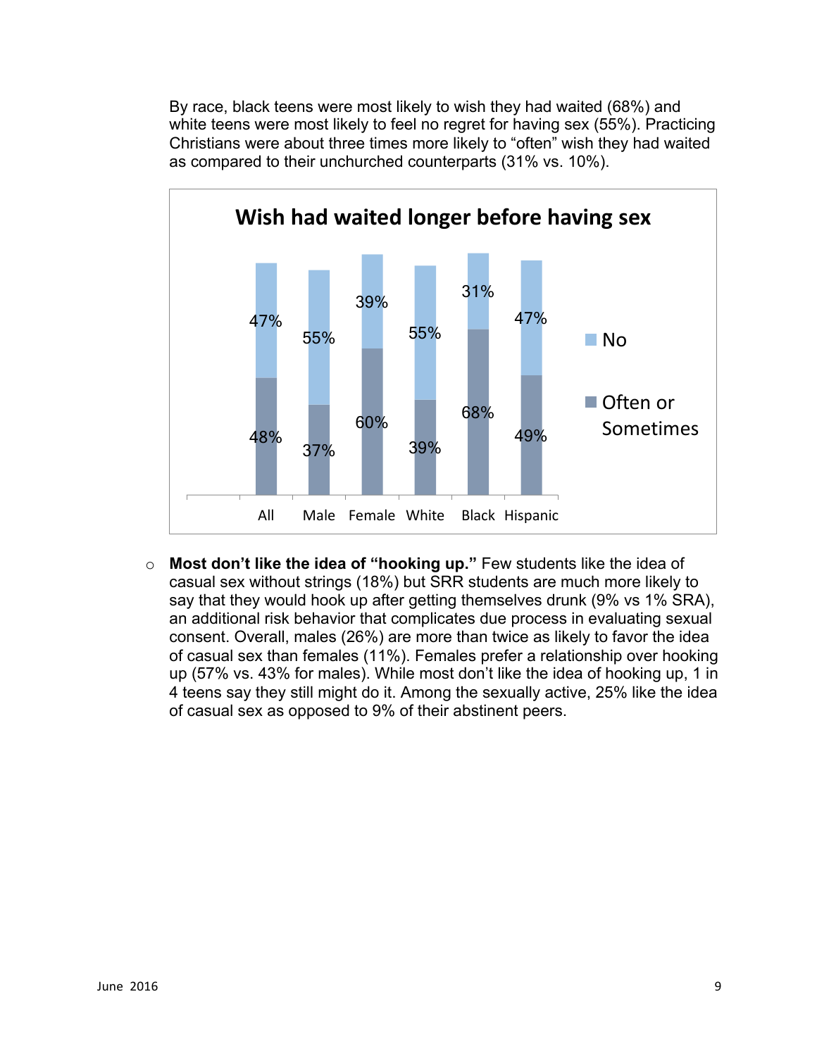By race, black teens were most likely to wish they had waited (68%) and white teens were most likely to feel no regret for having sex (55%). Practicing Christians were about three times more likely to "often" wish they had waited as compared to their unchurched counterparts (31% vs. 10%).

**Wish had waited longer before having sex**

| | All | Male | Female | White | Black | Hispanic |
|---|---|---|---|---|---|---|
| No | 47% | 55% | 39% | 55% | 31% | 47% |
| Often or Sometimes | 48% | 37% | 60% | 39% | 68% | 49% |

- **Most don't like the idea of "hooking up."** Few students like the idea of casual sex without strings (18%) but SRR students are much more likely to say that they would hook up after getting themselves drunk (9% vs 1% SRA), an additional risk behavior that complicates due process in evaluating sexual consent. Overall, males (26%) are more than twice as likely to favor the idea of casual sex than females (11%). Females prefer a relationship over hooking up (57% vs. 43% for males). While most don't like the idea of hooking up, 1 in 4 teens say they still might do it. Among the sexually active, 25% like the idea of casual sex as opposed to 9% of their abstinent peers.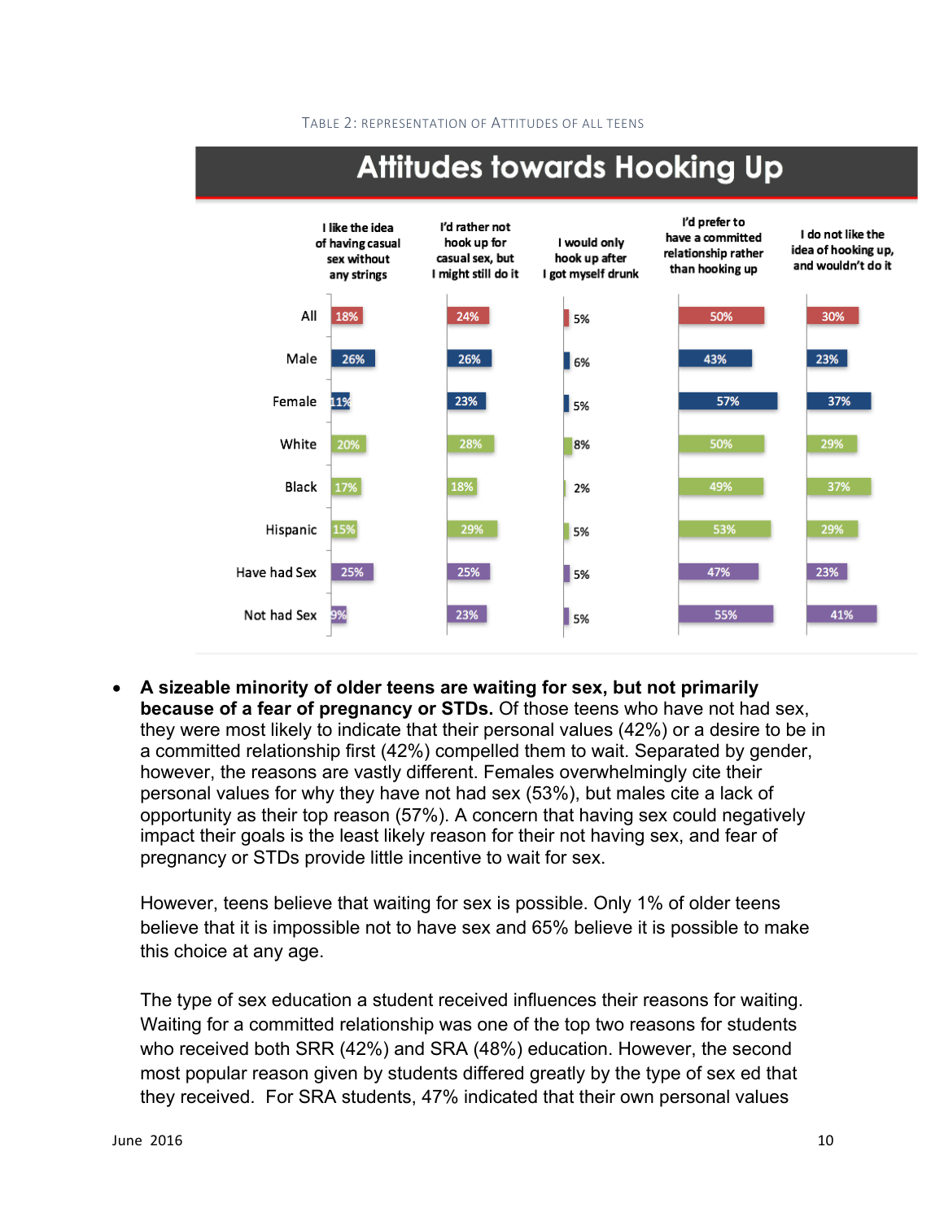TABLE 2: REPRESENTATION OF ATTITUDES OF ALL TEENS

**Attitudes towards Hooking Up**

| | I like the idea of having casual sex without any strings | I'd rather not hook up for casual sex, but I might still do it | I would only hook up after I got myself drunk | I'd prefer to have a committed relationship rather than hooking up | I do not like the idea of hooking up, and wouldn't do it |
|---|---|---|---|---|---|
| All | 18% | 24% | 5% | 50% | 30% |
| Male | 26% | 26% | 6% | 43% | 23% |
| Female | 11% | 23% | 5% | 57% | 37% |
| White | 20% | 28% | 8% | 50% | 29% |
| Black | 17% | 18% | 2% | 49% | 37% |
| Hispanic | 15% | 29% | 5% | 53% | 29% |
| Have had Sex | 25% | 25% | 5% | 47% | 23% |
| Not had Sex | 9% | 23% | 5% | 55% | 41% |

- **A sizeable minority of older teens are waiting for sex, but not primarily because of a fear of pregnancy or STDs.** Of those teens who have not had sex, they were most likely to indicate that their personal values (42%) or a desire to be in a committed relationship first (42%) compelled them to wait. Separated by gender, however, the reasons are vastly different. Females overwhelmingly cite their personal values for why they have not had sex (53%), but males cite a lack of opportunity as their top reason (57%). A concern that having sex could negatively impact their goals is the least likely reason for their not having sex, and fear of pregnancy or STDs provide little incentive to wait for sex.

  However, teens believe that waiting for sex is possible. Only 1% of older teens believe that it is impossible not to have sex and 65% believe it is possible to make this choice at any age.

  The type of sex education a student received influences their reasons for waiting. Waiting for a committed relationship was one of the top two reasons for students who received both SRR (42%) and SRA (48%) education. However, the second most popular reason given by students differed greatly by the type of sex ed that they received. For SRA students, 47% indicated that their own personal values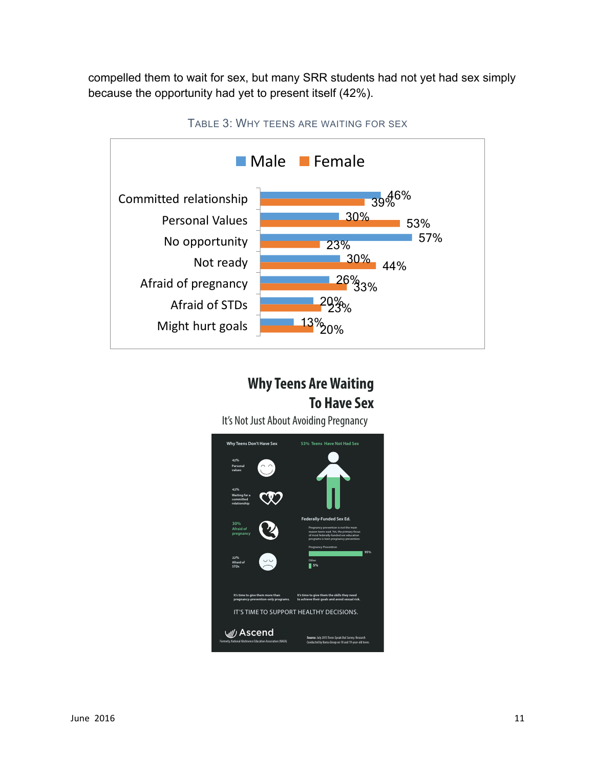compelled them to wait for sex, but many SRR students had not yet had sex simply because the opportunity had yet to present itself (42%).

TABLE 3: WHY TEENS ARE WAITING FOR SEX

| | Male | Female |
|---|---|---|
| Committed relationship | 46% | 39% |
| Personal Values | 30% | 53% |
| No opportunity | 57% | 23% |
| Not ready | 30% | 44% |
| Afraid of pregnancy | 26% | 33% |
| Afraid of STDs | 20% | 23% |
| Might hurt goals | 13% | 20% |

**Why Teens Are Waiting To Have Sex**

It's Not Just About Avoiding Pregnancy

Why Teens Don't Have Sex

42% Personal values

42% Waiting for a committed relationship

30% Afraid of pregnancy

22% Afraid of STDs

53% Teens Have Not Had Sex

Federally-Funded Sex Ed.

Pregnancy prevention is not the main reason teens wait. Yet, the primary focus of most federally-funded sex education programs is teen pregnancy prevention.

Pregnancy Prevention 95%

Other 5%

It's time to give them more than pregnancy-prevention-only programs.

It's time to give them the skills they need to achieve their goals and avoid sexual risk.

IT'S TIME TO SUPPORT HEALTHY DECISIONS.

Ascend

Formerly, National Abstinence Education Association (NAEA)

Source: July 2015 Teens Speak Out Survey. Research Conducted by Barna Group on 18 and 19-year-old teens.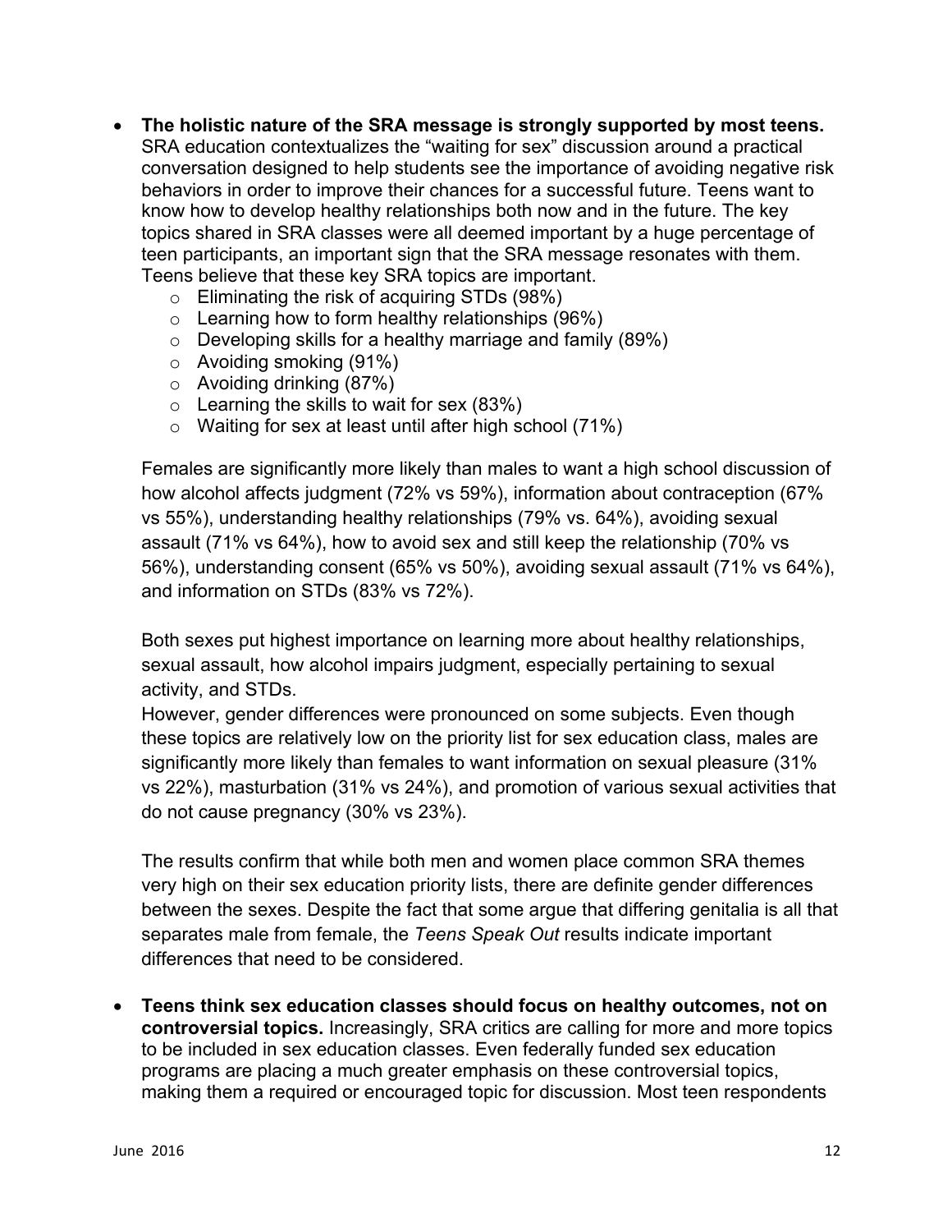- **The holistic nature of the SRA message is strongly supported by most teens.** SRA education contextualizes the "waiting for sex" discussion around a practical conversation designed to help students see the importance of avoiding negative risk behaviors in order to improve their chances for a successful future. Teens want to know how to develop healthy relationships both now and in the future. The key topics shared in SRA classes were all deemed important by a huge percentage of teen participants, an important sign that the SRA message resonates with them. Teens believe that these key SRA topics are important.
    - Eliminating the risk of acquiring STDs (98%)
    - Learning how to form healthy relationships (96%)
    - Developing skills for a healthy marriage and family (89%)
    - Avoiding smoking (91%)
    - Avoiding drinking (87%)
    - Learning the skills to wait for sex (83%)
    - Waiting for sex at least until after high school (71%)

  Females are significantly more likely than males to want a high school discussion of how alcohol affects judgment (72% vs 59%), information about contraception (67% vs 55%), understanding healthy relationships (79% vs. 64%), avoiding sexual assault (71% vs 64%), how to avoid sex and still keep the relationship (70% vs 56%), understanding consent (65% vs 50%), avoiding sexual assault (71% vs 64%), and information on STDs (83% vs 72%).

  Both sexes put highest importance on learning more about healthy relationships, sexual assault, how alcohol impairs judgment, especially pertaining to sexual activity, and STDs.
  However, gender differences were pronounced on some subjects. Even though these topics are relatively low on the priority list for sex education class, males are significantly more likely than females to want information on sexual pleasure (31% vs 22%), masturbation (31% vs 24%), and promotion of various sexual activities that do not cause pregnancy (30% vs 23%).

  The results confirm that while both men and women place common SRA themes very high on their sex education priority lists, there are definite gender differences between the sexes. Despite the fact that some argue that differing genitalia is all that separates male from female, the *Teens Speak Out* results indicate important differences that need to be considered.

- **Teens think sex education classes should focus on healthy outcomes, not on controversial topics.** Increasingly, SRA critics are calling for more and more topics to be included in sex education classes. Even federally funded sex education programs are placing a much greater emphasis on these controversial topics, making them a required or encouraged topic for discussion. Most teen respondents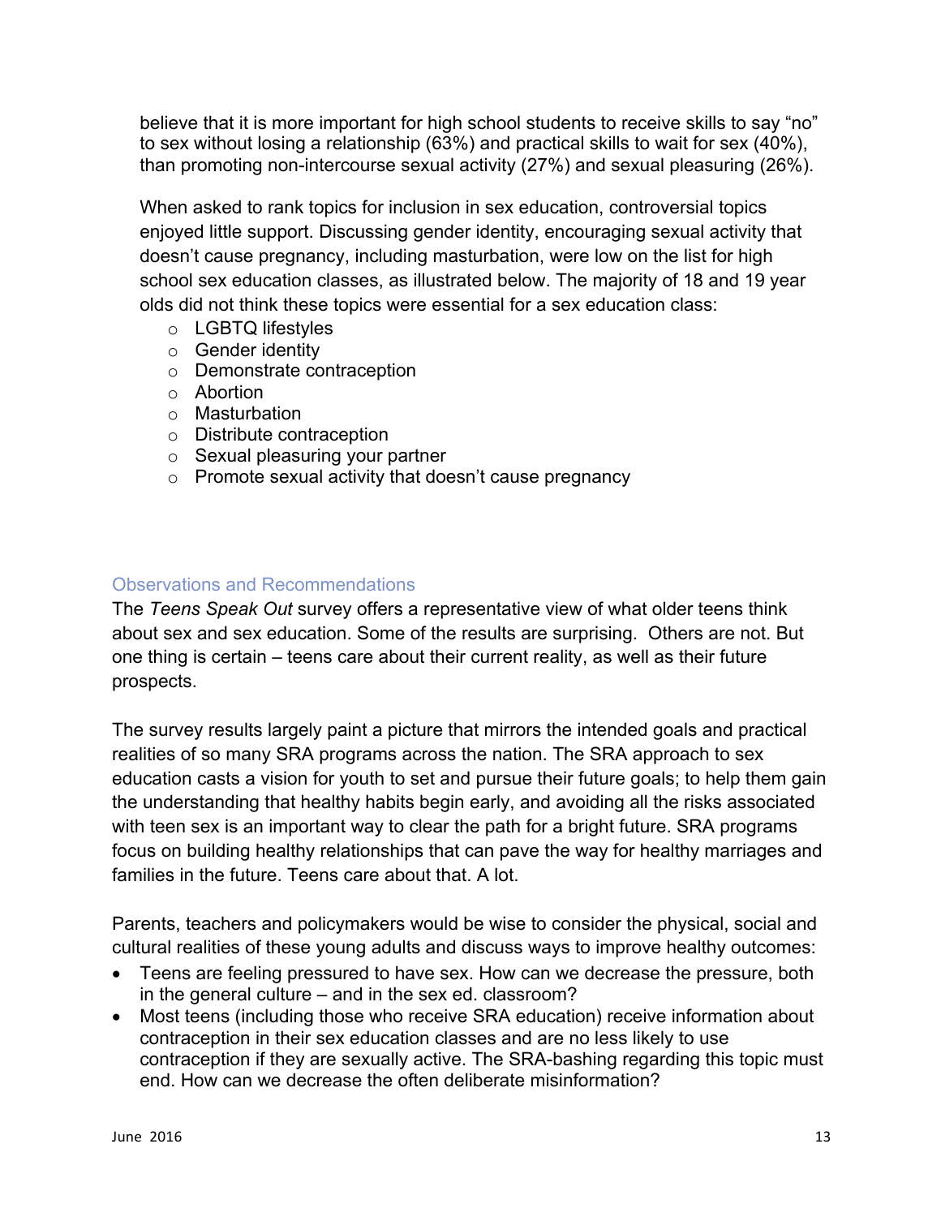believe that it is more important for high school students to receive skills to say "no" to sex without losing a relationship (63%) and practical skills to wait for sex (40%), than promoting non-intercourse sexual activity (27%) and sexual pleasuring (26%).

When asked to rank topics for inclusion in sex education, controversial topics enjoyed little support. Discussing gender identity, encouraging sexual activity that doesn't cause pregnancy, including masturbation, were low on the list for high school sex education classes, as illustrated below. The majority of 18 and 19 year olds did not think these topics were essential for a sex education class:

- LGBTQ lifestyles
- Gender identity
- Demonstrate contraception
- Abortion
- Masturbation
- Distribute contraception
- Sexual pleasuring your partner
- Promote sexual activity that doesn't cause pregnancy

## Observations and Recommendations

The *Teens Speak Out* survey offers a representative view of what older teens think about sex and sex education. Some of the results are surprising. Others are not. But one thing is certain – teens care about their current reality, as well as their future prospects.

The survey results largely paint a picture that mirrors the intended goals and practical realities of so many SRA programs across the nation. The SRA approach to sex education casts a vision for youth to set and pursue their future goals; to help them gain the understanding that healthy habits begin early, and avoiding all the risks associated with teen sex is an important way to clear the path for a bright future. SRA programs focus on building healthy relationships that can pave the way for healthy marriages and families in the future. Teens care about that. A lot.

Parents, teachers and policymakers would be wise to consider the physical, social and cultural realities of these young adults and discuss ways to improve healthy outcomes:

- Teens are feeling pressured to have sex. How can we decrease the pressure, both in the general culture – and in the sex ed. classroom?
- Most teens (including those who receive SRA education) receive information about contraception in their sex education classes and are no less likely to use contraception if they are sexually active. The SRA-bashing regarding this topic must end. How can we decrease the often deliberate misinformation?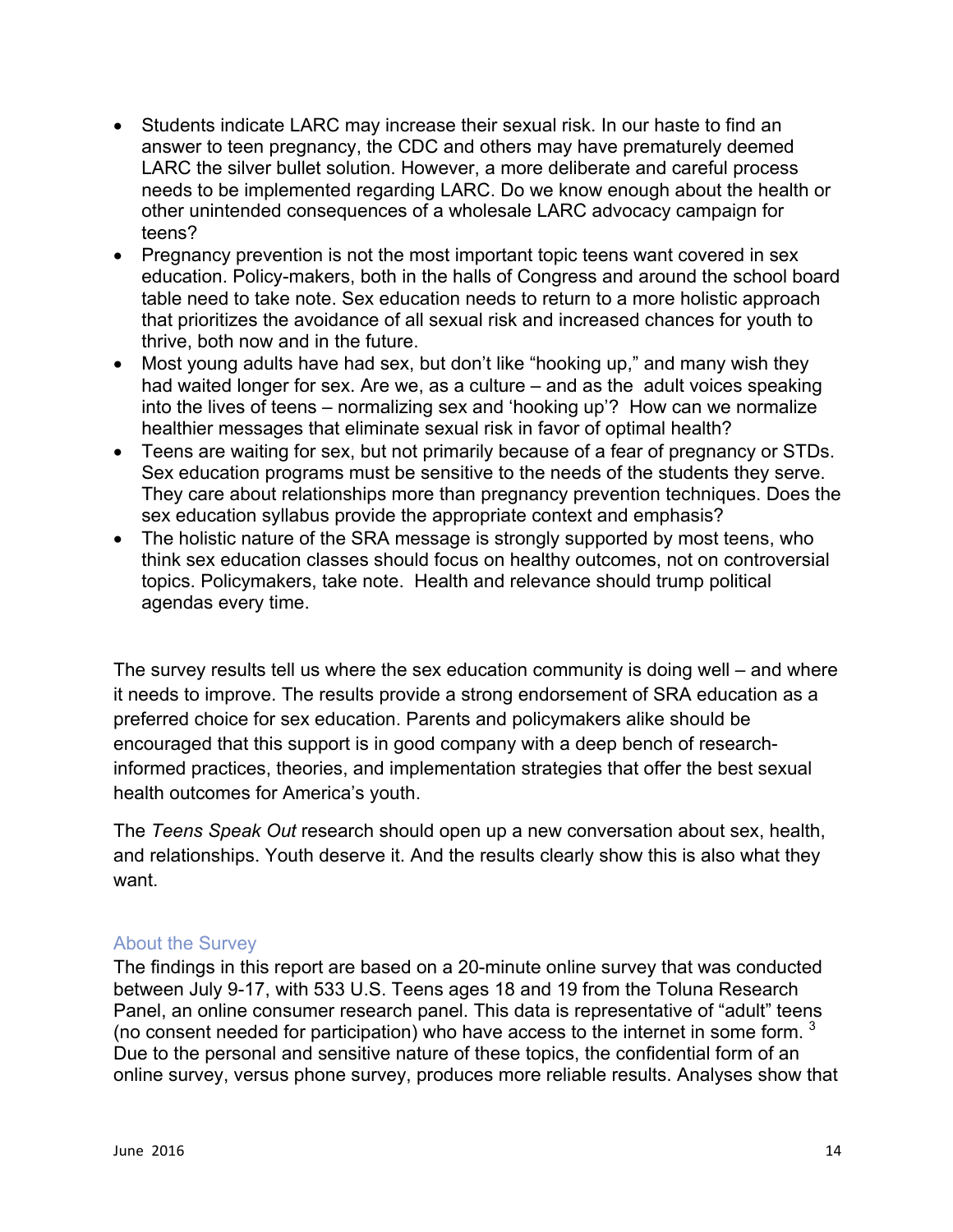- Students indicate LARC may increase their sexual risk. In our haste to find an answer to teen pregnancy, the CDC and others may have prematurely deemed LARC the silver bullet solution. However, a more deliberate and careful process needs to be implemented regarding LARC. Do we know enough about the health or other unintended consequences of a wholesale LARC advocacy campaign for teens?
- Pregnancy prevention is not the most important topic teens want covered in sex education. Policy-makers, both in the halls of Congress and around the school board table need to take note. Sex education needs to return to a more holistic approach that prioritizes the avoidance of all sexual risk and increased chances for youth to thrive, both now and in the future.
- Most young adults have had sex, but don't like "hooking up," and many wish they had waited longer for sex. Are we, as a culture – and as the adult voices speaking into the lives of teens – normalizing sex and 'hooking up'? How can we normalize healthier messages that eliminate sexual risk in favor of optimal health?
- Teens are waiting for sex, but not primarily because of a fear of pregnancy or STDs. Sex education programs must be sensitive to the needs of the students they serve. They care about relationships more than pregnancy prevention techniques. Does the sex education syllabus provide the appropriate context and emphasis?
- The holistic nature of the SRA message is strongly supported by most teens, who think sex education classes should focus on healthy outcomes, not on controversial topics. Policymakers, take note. Health and relevance should trump political agendas every time.

The survey results tell us where the sex education community is doing well – and where it needs to improve. The results provide a strong endorsement of SRA education as a preferred choice for sex education. Parents and policymakers alike should be encouraged that this support is in good company with a deep bench of research-informed practices, theories, and implementation strategies that offer the best sexual health outcomes for America's youth.

The *Teens Speak Out* research should open up a new conversation about sex, health, and relationships. Youth deserve it. And the results clearly show this is also what they want.

## About the Survey

The findings in this report are based on a 20-minute online survey that was conducted between July 9-17, with 533 U.S. Teens ages 18 and 19 from the Toluna Research Panel, an online consumer research panel. This data is representative of "adult" teens (no consent needed for participation) who have access to the internet in some form. [3] Due to the personal and sensitive nature of these topics, the confidential form of an online survey, versus phone survey, produces more reliable results. Analyses show that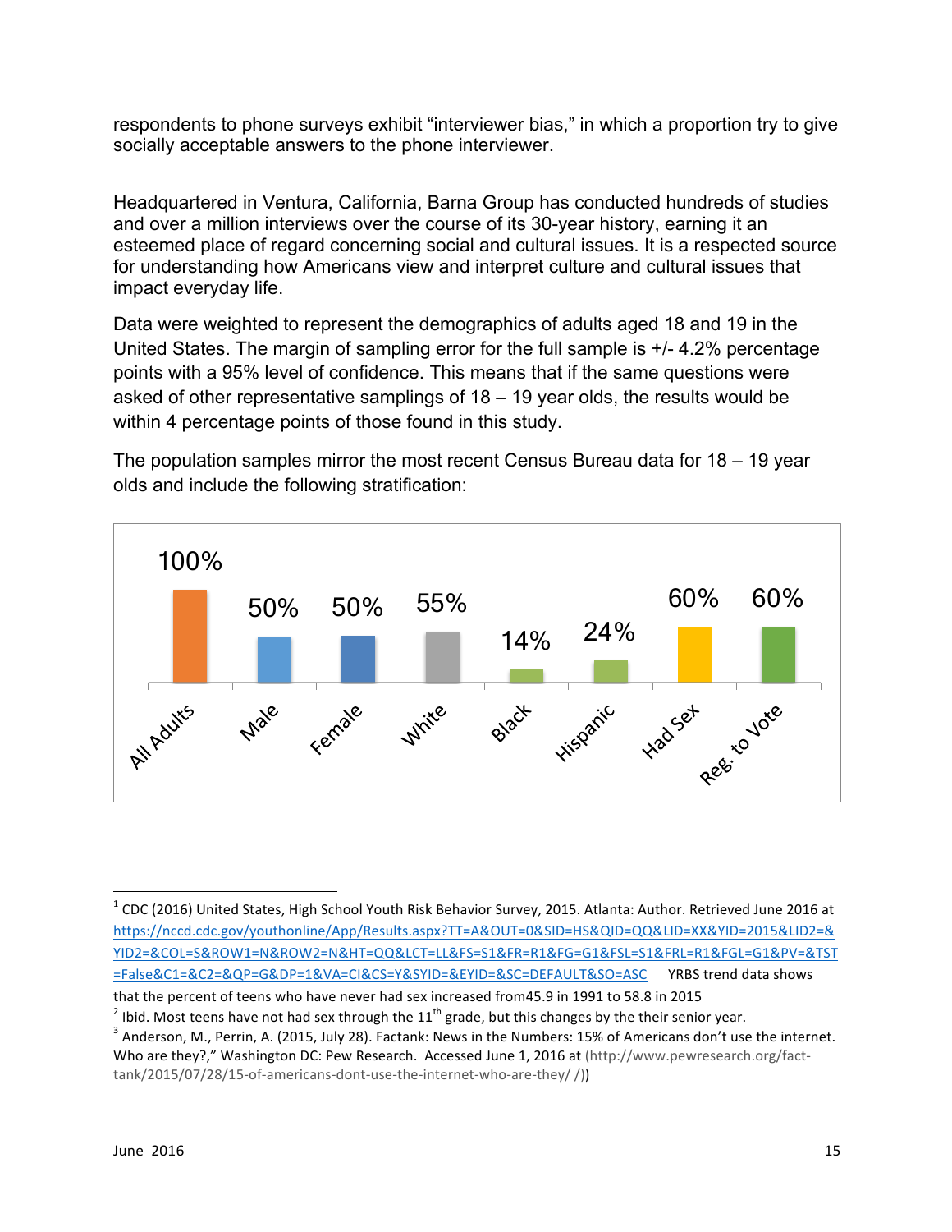respondents to phone surveys exhibit "interviewer bias," in which a proportion try to give socially acceptable answers to the phone interviewer.

Headquartered in Ventura, California, Barna Group has conducted hundreds of studies and over a million interviews over the course of its 30-year history, earning it an esteemed place of regard concerning social and cultural issues. It is a respected source for understanding how Americans view and interpret culture and cultural issues that impact everyday life.

Data were weighted to represent the demographics of adults aged 18 and 19 in the United States. The margin of sampling error for the full sample is +/- 4.2% percentage points with a 95% level of confidence. This means that if the same questions were asked of other representative samplings of 18 – 19 year olds, the results would be within 4 percentage points of those found in this study.

The population samples mirror the most recent Census Bureau data for 18 – 19 year olds and include the following stratification:

100%
50%
50%
55%
14%
24%
60%
60%

All Adults
Male
Female
White
Black
Hispanic
Had Sex
Reg. to Vote

---

[1] CDC (2016) United States, High School Youth Risk Behavior Survey, 2015. Atlanta: Author. Retrieved June 2016 at https://nccd.cdc.gov/youthonline/App/Results.aspx?TT=A&OUT=0&SID=HS&QID=QQ&LID=XX&YID=2015&LID2=&YID2=&COL=S&ROW1=N&ROW2=N&HT=QQ&LCT=LL&FS=S1&FR=R1&FG=G1&FSL=S1&FRL=R1&FGL=G1&PV=&TST=False&C1=&C2=&QP=G&DP=1&VA=CI&CS=Y&SYID=&EYID=&SC=DEFAULT&SO=ASC YRBS trend data shows that the percent of teens who have never had sex increased from45.9 in 1991 to 58.8 in 2015

[2] Ibid. Most teens have not had sex through the 11th grade, but this changes by the their senior year.

[3] Anderson, M., Perrin, A. (2015, July 28). Factank: News in the Numbers: 15% of Americans don't use the internet. Who are they?," Washington DC: Pew Research. Accessed June 1, 2016 at (http://www.pewresearch.org/fact-tank/2015/07/28/15-of-americans-dont-use-the-internet-who-are-they/ /))

June 2016